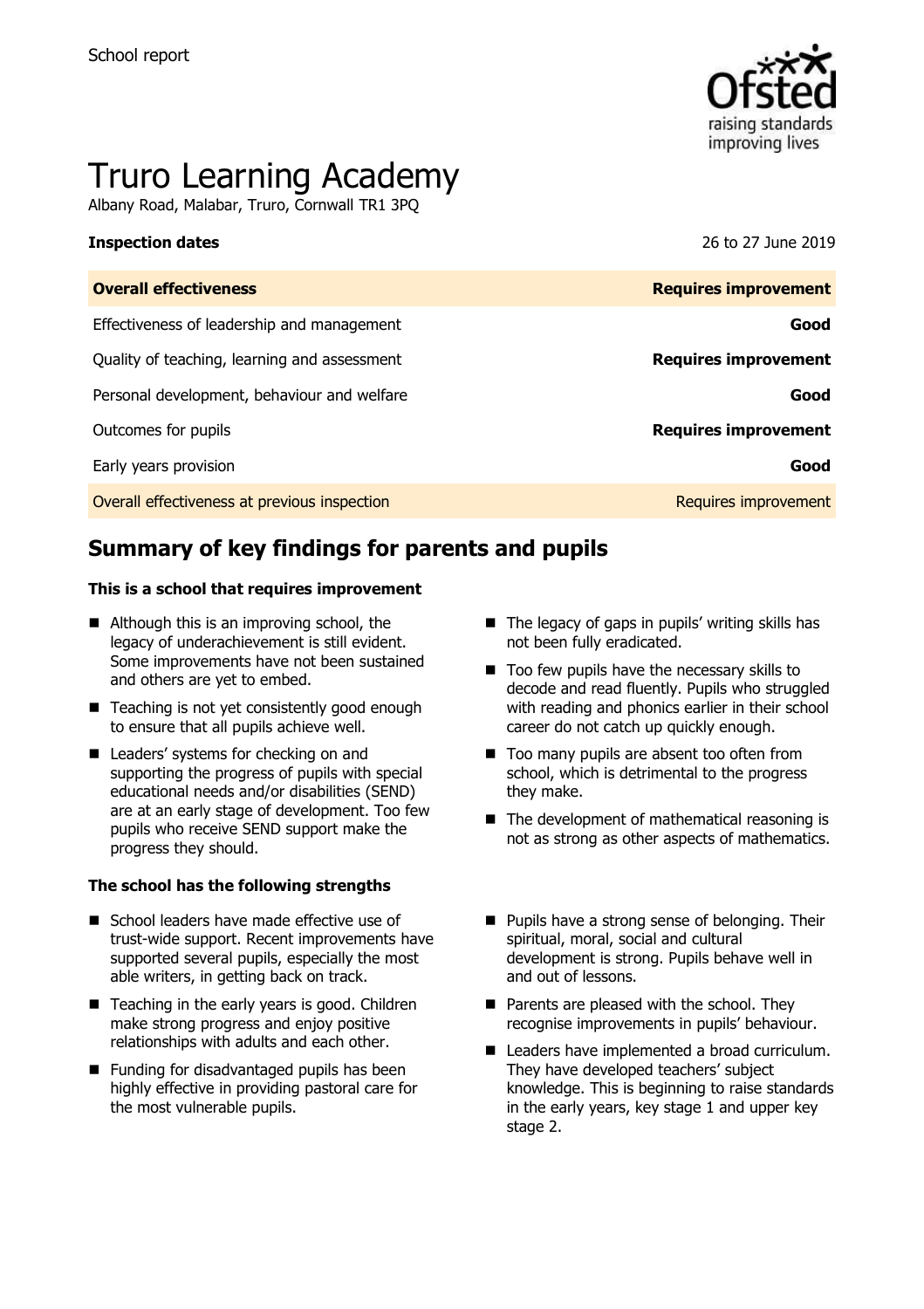School report

# Truro Learning Academy

Albany Road, Malabar, Truro, Cornwall TR1 3PQ

**Inspection dates** 26 to 27 June 2019

| **Overall effectiveness** | **Requires improvement** |
|---|---|
| Effectiveness of leadership and management | **Good** |
| Quality of teaching, learning and assessment | **Requires improvement** |
| Personal development, behaviour and welfare | **Good** |
| Outcomes for pupils | **Requires improvement** |
| Early years provision | **Good** |
| Overall effectiveness at previous inspection | Requires improvement |

## Summary of key findings for parents and pupils

**This is a school that requires improvement**

- Although this is an improving school, the legacy of underachievement is still evident. Some improvements have not been sustained and others are yet to embed.
- Teaching is not yet consistently good enough to ensure that all pupils achieve well.
- Leaders' systems for checking on and supporting the progress of pupils with special educational needs and/or disabilities (SEND) are at an early stage of development. Too few pupils who receive SEND support make the progress they should.
- The legacy of gaps in pupils' writing skills has not been fully eradicated.
- Too few pupils have the necessary skills to decode and read fluently. Pupils who struggled with reading and phonics earlier in their school career do not catch up quickly enough.
- Too many pupils are absent too often from school, which is detrimental to the progress they make.
- The development of mathematical reasoning is not as strong as other aspects of mathematics.

**The school has the following strengths**

- School leaders have made effective use of trust-wide support. Recent improvements have supported several pupils, especially the most able writers, in getting back on track.
- Teaching in the early years is good. Children make strong progress and enjoy positive relationships with adults and each other.
- Funding for disadvantaged pupils has been highly effective in providing pastoral care for the most vulnerable pupils.
- Pupils have a strong sense of belonging. Their spiritual, moral, social and cultural development is strong. Pupils behave well in and out of lessons.
- Parents are pleased with the school. They recognise improvements in pupils' behaviour.
- Leaders have implemented a broad curriculum. They have developed teachers' subject knowledge. This is beginning to raise standards in the early years, key stage 1 and upper key stage 2.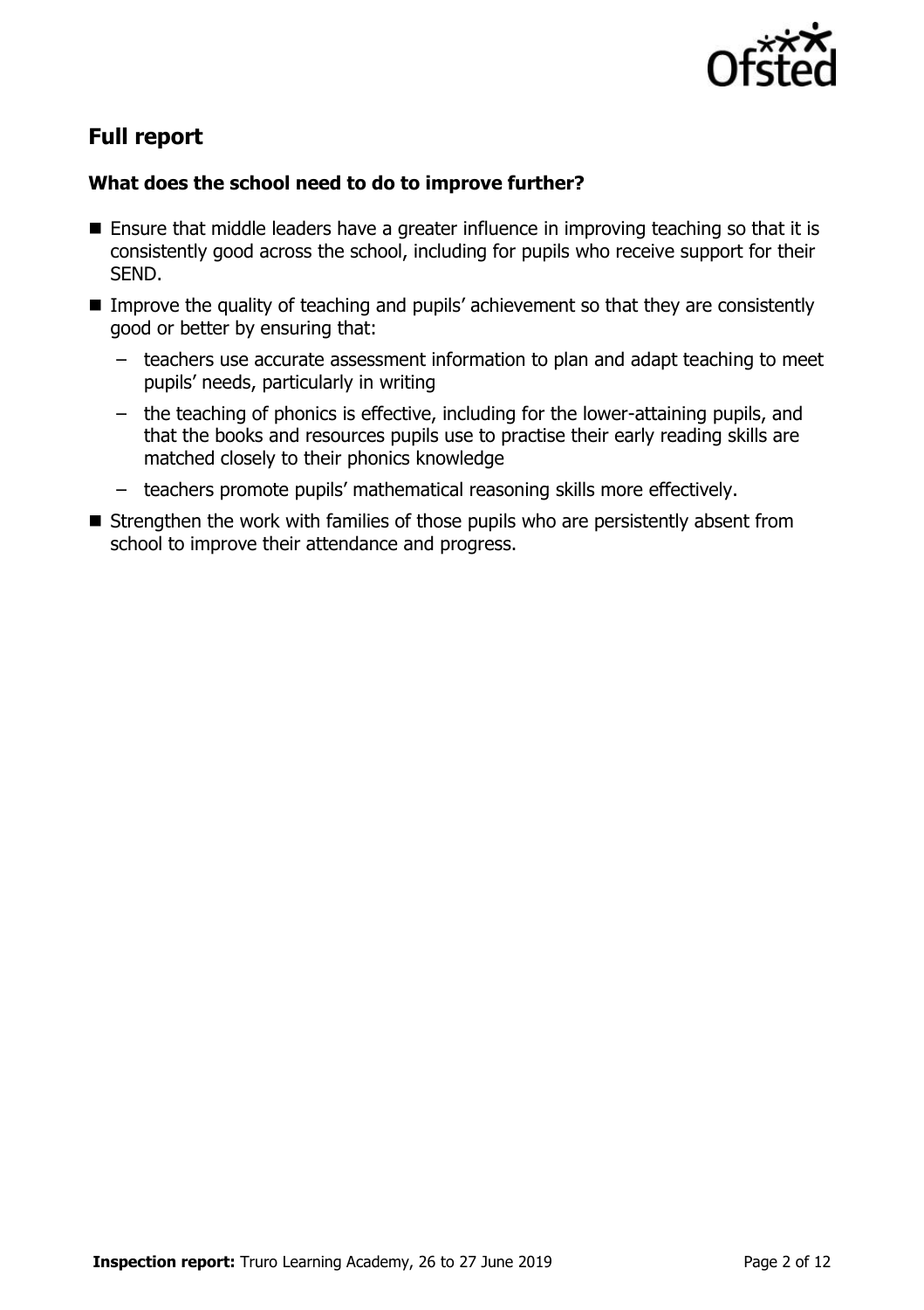## Full report

### What does the school need to do to improve further?

- Ensure that middle leaders have a greater influence in improving teaching so that it is consistently good across the school, including for pupils who receive support for their SEND.
- Improve the quality of teaching and pupils' achievement so that they are consistently good or better by ensuring that:
  - teachers use accurate assessment information to plan and adapt teaching to meet pupils' needs, particularly in writing
  - the teaching of phonics is effective, including for the lower-attaining pupils, and that the books and resources pupils use to practise their early reading skills are matched closely to their phonics knowledge
  - teachers promote pupils' mathematical reasoning skills more effectively.
- Strengthen the work with families of those pupils who are persistently absent from school to improve their attendance and progress.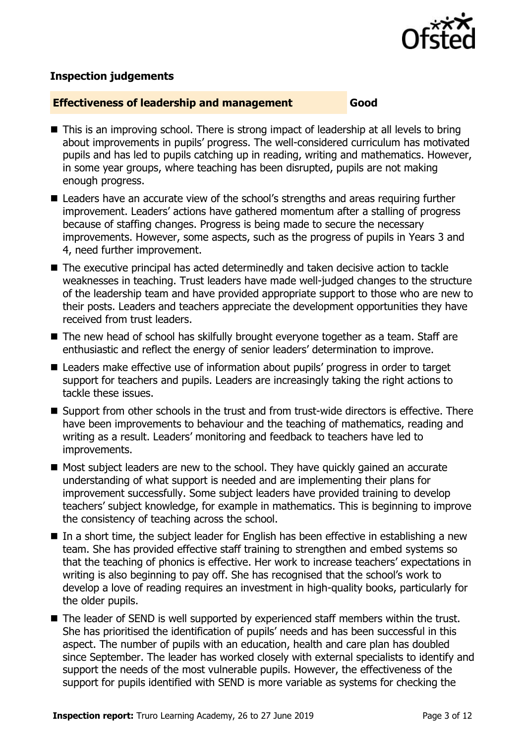### Inspection judgements

**Effectiveness of leadership and management** **Good**

- This is an improving school. There is strong impact of leadership at all levels to bring about improvements in pupils' progress. The well-considered curriculum has motivated pupils and has led to pupils catching up in reading, writing and mathematics. However, in some year groups, where teaching has been disrupted, pupils are not making enough progress.
- Leaders have an accurate view of the school's strengths and areas requiring further improvement. Leaders' actions have gathered momentum after a stalling of progress because of staffing changes. Progress is being made to secure the necessary improvements. However, some aspects, such as the progress of pupils in Years 3 and 4, need further improvement.
- The executive principal has acted determinedly and taken decisive action to tackle weaknesses in teaching. Trust leaders have made well-judged changes to the structure of the leadership team and have provided appropriate support to those who are new to their posts. Leaders and teachers appreciate the development opportunities they have received from trust leaders.
- The new head of school has skilfully brought everyone together as a team. Staff are enthusiastic and reflect the energy of senior leaders' determination to improve.
- Leaders make effective use of information about pupils' progress in order to target support for teachers and pupils. Leaders are increasingly taking the right actions to tackle these issues.
- Support from other schools in the trust and from trust-wide directors is effective. There have been improvements to behaviour and the teaching of mathematics, reading and writing as a result. Leaders' monitoring and feedback to teachers have led to improvements.
- Most subject leaders are new to the school. They have quickly gained an accurate understanding of what support is needed and are implementing their plans for improvement successfully. Some subject leaders have provided training to develop teachers' subject knowledge, for example in mathematics. This is beginning to improve the consistency of teaching across the school.
- In a short time, the subject leader for English has been effective in establishing a new team. She has provided effective staff training to strengthen and embed systems so that the teaching of phonics is effective. Her work to increase teachers' expectations in writing is also beginning to pay off. She has recognised that the school's work to develop a love of reading requires an investment in high-quality books, particularly for the older pupils.
- The leader of SEND is well supported by experienced staff members within the trust. She has prioritised the identification of pupils' needs and has been successful in this aspect. The number of pupils with an education, health and care plan has doubled since September. The leader has worked closely with external specialists to identify and support the needs of the most vulnerable pupils. However, the effectiveness of the support for pupils identified with SEND is more variable as systems for checking the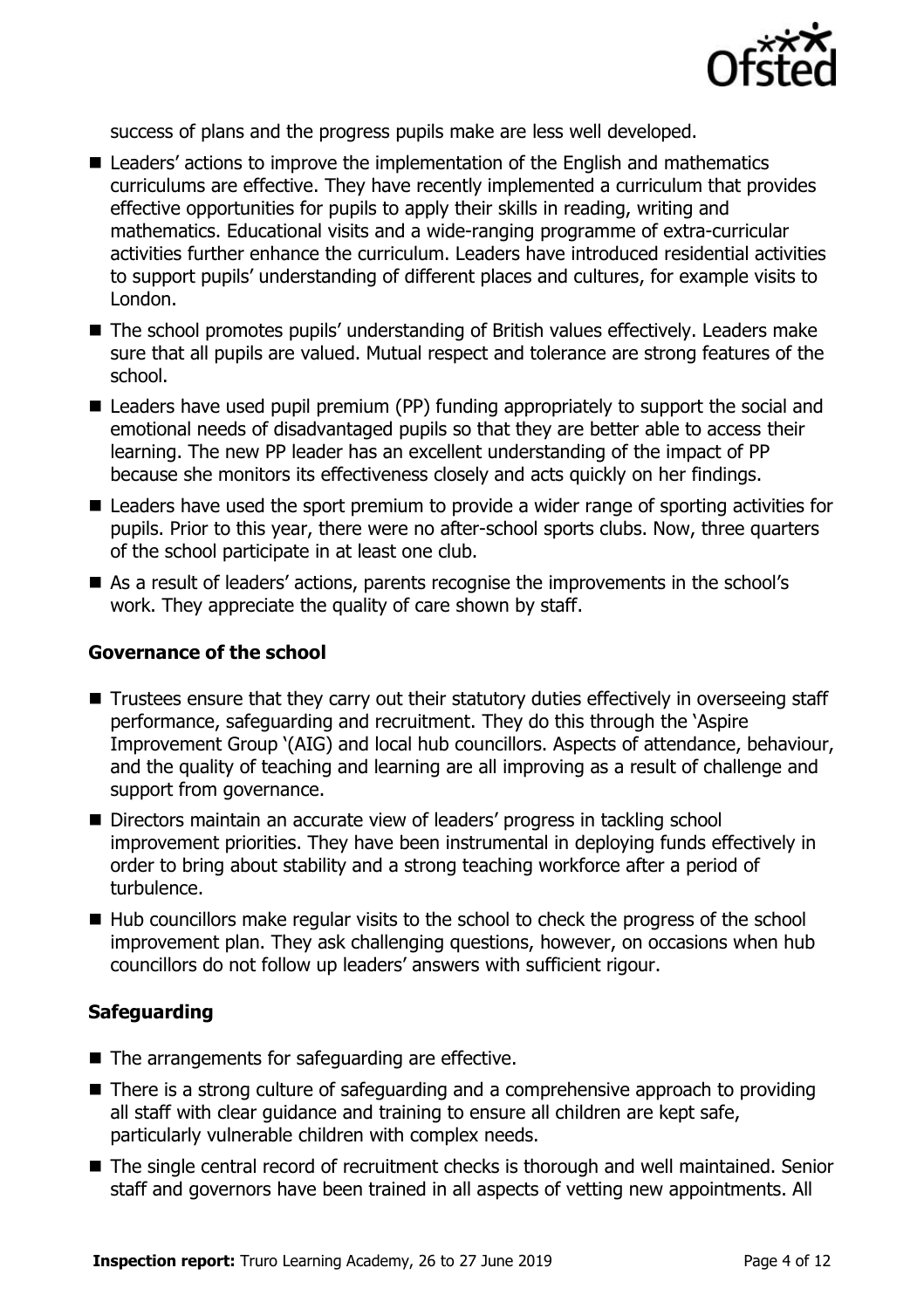success of plans and the progress pupils make are less well developed.

- Leaders' actions to improve the implementation of the English and mathematics curriculums are effective. They have recently implemented a curriculum that provides effective opportunities for pupils to apply their skills in reading, writing and mathematics. Educational visits and a wide-ranging programme of extra-curricular activities further enhance the curriculum. Leaders have introduced residential activities to support pupils' understanding of different places and cultures, for example visits to London.
- The school promotes pupils' understanding of British values effectively. Leaders make sure that all pupils are valued. Mutual respect and tolerance are strong features of the school.
- Leaders have used pupil premium (PP) funding appropriately to support the social and emotional needs of disadvantaged pupils so that they are better able to access their learning. The new PP leader has an excellent understanding of the impact of PP because she monitors its effectiveness closely and acts quickly on her findings.
- Leaders have used the sport premium to provide a wider range of sporting activities for pupils. Prior to this year, there were no after-school sports clubs. Now, three quarters of the school participate in at least one club.
- As a result of leaders' actions, parents recognise the improvements in the school's work. They appreciate the quality of care shown by staff.

### Governance of the school

- Trustees ensure that they carry out their statutory duties effectively in overseeing staff performance, safeguarding and recruitment. They do this through the 'Aspire Improvement Group '(AIG) and local hub councillors. Aspects of attendance, behaviour, and the quality of teaching and learning are all improving as a result of challenge and support from governance.
- Directors maintain an accurate view of leaders' progress in tackling school improvement priorities. They have been instrumental in deploying funds effectively in order to bring about stability and a strong teaching workforce after a period of turbulence.
- Hub councillors make regular visits to the school to check the progress of the school improvement plan. They ask challenging questions, however, on occasions when hub councillors do not follow up leaders' answers with sufficient rigour.

### Safeguarding

- The arrangements for safeguarding are effective.
- There is a strong culture of safeguarding and a comprehensive approach to providing all staff with clear guidance and training to ensure all children are kept safe, particularly vulnerable children with complex needs.
- The single central record of recruitment checks is thorough and well maintained. Senior staff and governors have been trained in all aspects of vetting new appointments. All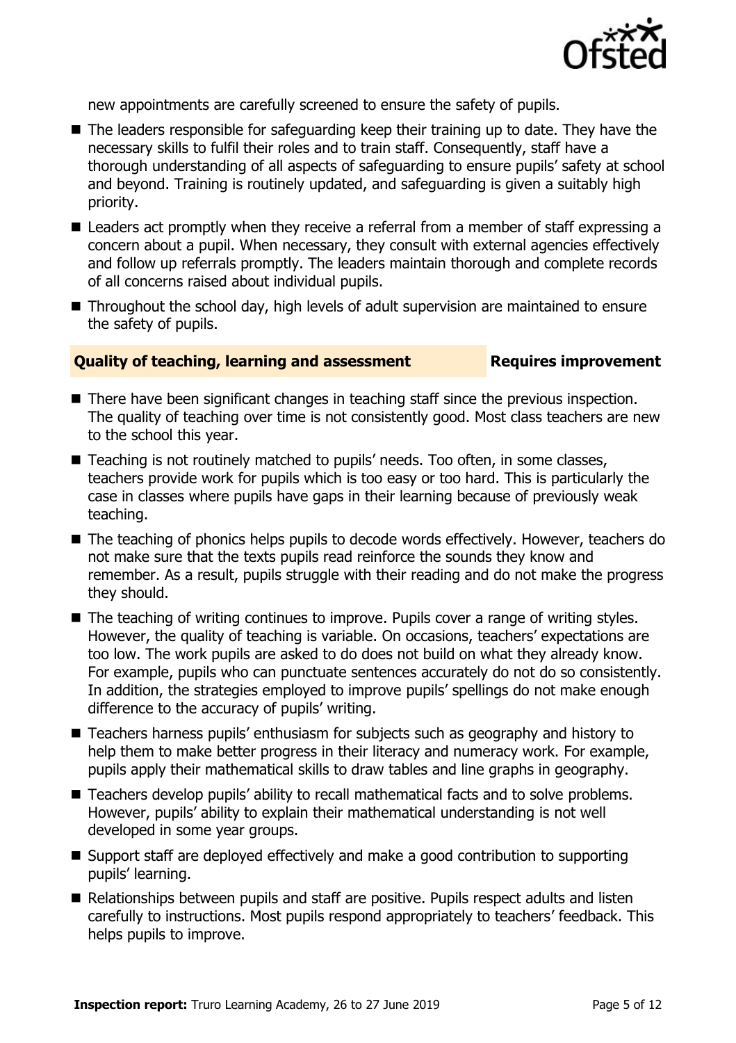new appointments are carefully screened to ensure the safety of pupils.

- The leaders responsible for safeguarding keep their training up to date. They have the necessary skills to fulfil their roles and to train staff. Consequently, staff have a thorough understanding of all aspects of safeguarding to ensure pupils' safety at school and beyond. Training is routinely updated, and safeguarding is given a suitably high priority.
- Leaders act promptly when they receive a referral from a member of staff expressing a concern about a pupil. When necessary, they consult with external agencies effectively and follow up referrals promptly. The leaders maintain thorough and complete records of all concerns raised about individual pupils.
- Throughout the school day, high levels of adult supervision are maintained to ensure the safety of pupils.

## Quality of teaching, learning and assessment — Requires improvement

- There have been significant changes in teaching staff since the previous inspection. The quality of teaching over time is not consistently good. Most class teachers are new to the school this year.
- Teaching is not routinely matched to pupils' needs. Too often, in some classes, teachers provide work for pupils which is too easy or too hard. This is particularly the case in classes where pupils have gaps in their learning because of previously weak teaching.
- The teaching of phonics helps pupils to decode words effectively. However, teachers do not make sure that the texts pupils read reinforce the sounds they know and remember. As a result, pupils struggle with their reading and do not make the progress they should.
- The teaching of writing continues to improve. Pupils cover a range of writing styles. However, the quality of teaching is variable. On occasions, teachers' expectations are too low. The work pupils are asked to do does not build on what they already know. For example, pupils who can punctuate sentences accurately do not do so consistently. In addition, the strategies employed to improve pupils' spellings do not make enough difference to the accuracy of pupils' writing.
- Teachers harness pupils' enthusiasm for subjects such as geography and history to help them to make better progress in their literacy and numeracy work. For example, pupils apply their mathematical skills to draw tables and line graphs in geography.
- Teachers develop pupils' ability to recall mathematical facts and to solve problems. However, pupils' ability to explain their mathematical understanding is not well developed in some year groups.
- Support staff are deployed effectively and make a good contribution to supporting pupils' learning.
- Relationships between pupils and staff are positive. Pupils respect adults and listen carefully to instructions. Most pupils respond appropriately to teachers' feedback. This helps pupils to improve.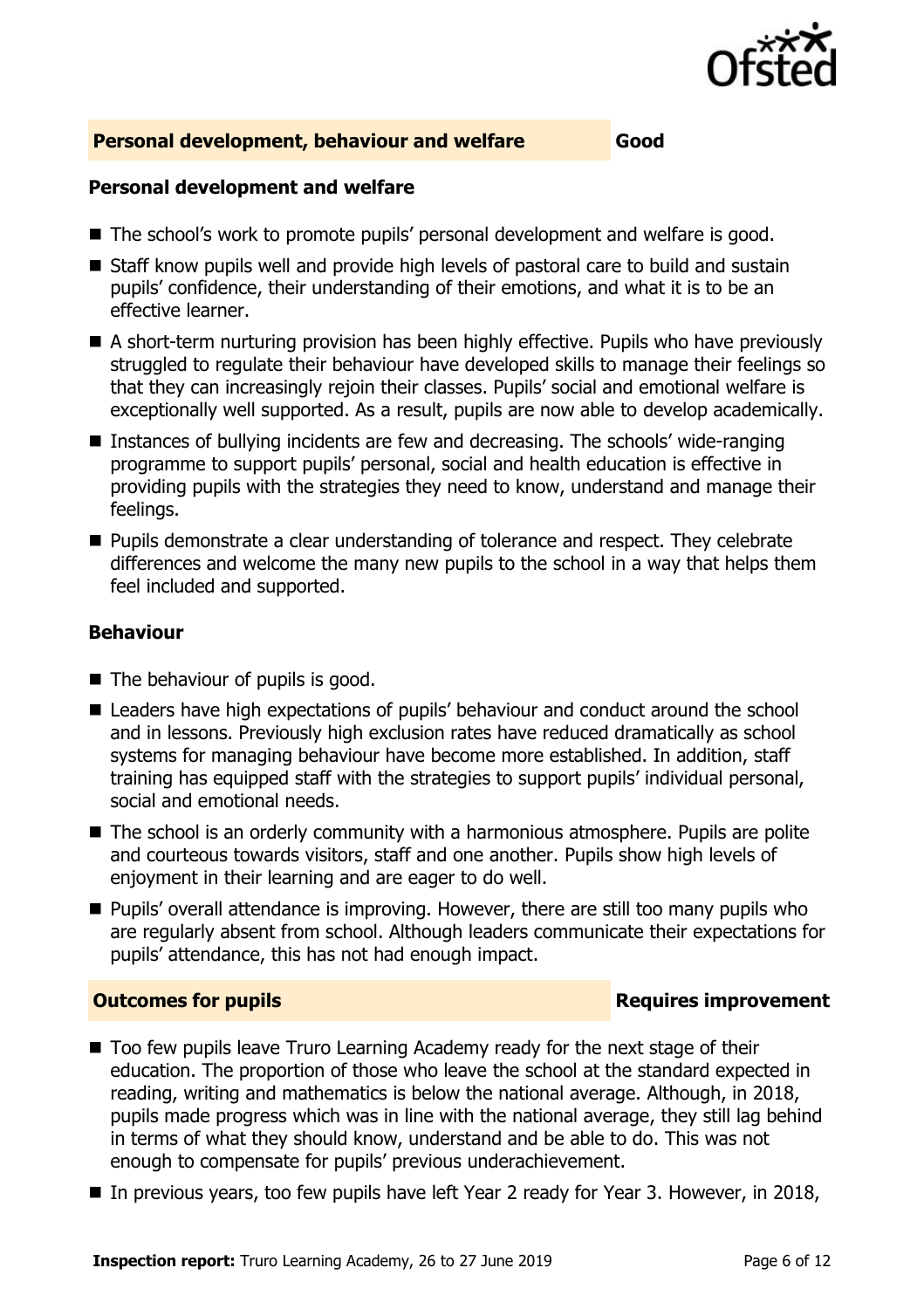## Personal development, behaviour and welfare — Good

### Personal development and welfare

- The school's work to promote pupils' personal development and welfare is good.
- Staff know pupils well and provide high levels of pastoral care to build and sustain pupils' confidence, their understanding of their emotions, and what it is to be an effective learner.
- A short-term nurturing provision has been highly effective. Pupils who have previously struggled to regulate their behaviour have developed skills to manage their feelings so that they can increasingly rejoin their classes. Pupils' social and emotional welfare is exceptionally well supported. As a result, pupils are now able to develop academically.
- Instances of bullying incidents are few and decreasing. The schools' wide-ranging programme to support pupils' personal, social and health education is effective in providing pupils with the strategies they need to know, understand and manage their feelings.
- Pupils demonstrate a clear understanding of tolerance and respect. They celebrate differences and welcome the many new pupils to the school in a way that helps them feel included and supported.

### Behaviour

- The behaviour of pupils is good.
- Leaders have high expectations of pupils' behaviour and conduct around the school and in lessons. Previously high exclusion rates have reduced dramatically as school systems for managing behaviour have become more established. In addition, staff training has equipped staff with the strategies to support pupils' individual personal, social and emotional needs.
- The school is an orderly community with a harmonious atmosphere. Pupils are polite and courteous towards visitors, staff and one another. Pupils show high levels of enjoyment in their learning and are eager to do well.
- Pupils' overall attendance is improving. However, there are still too many pupils who are regularly absent from school. Although leaders communicate their expectations for pupils' attendance, this has not had enough impact.

## Outcomes for pupils — Requires improvement

- Too few pupils leave Truro Learning Academy ready for the next stage of their education. The proportion of those who leave the school at the standard expected in reading, writing and mathematics is below the national average. Although, in 2018, pupils made progress which was in line with the national average, they still lag behind in terms of what they should know, understand and be able to do. This was not enough to compensate for pupils' previous underachievement.
- In previous years, too few pupils have left Year 2 ready for Year 3. However, in 2018,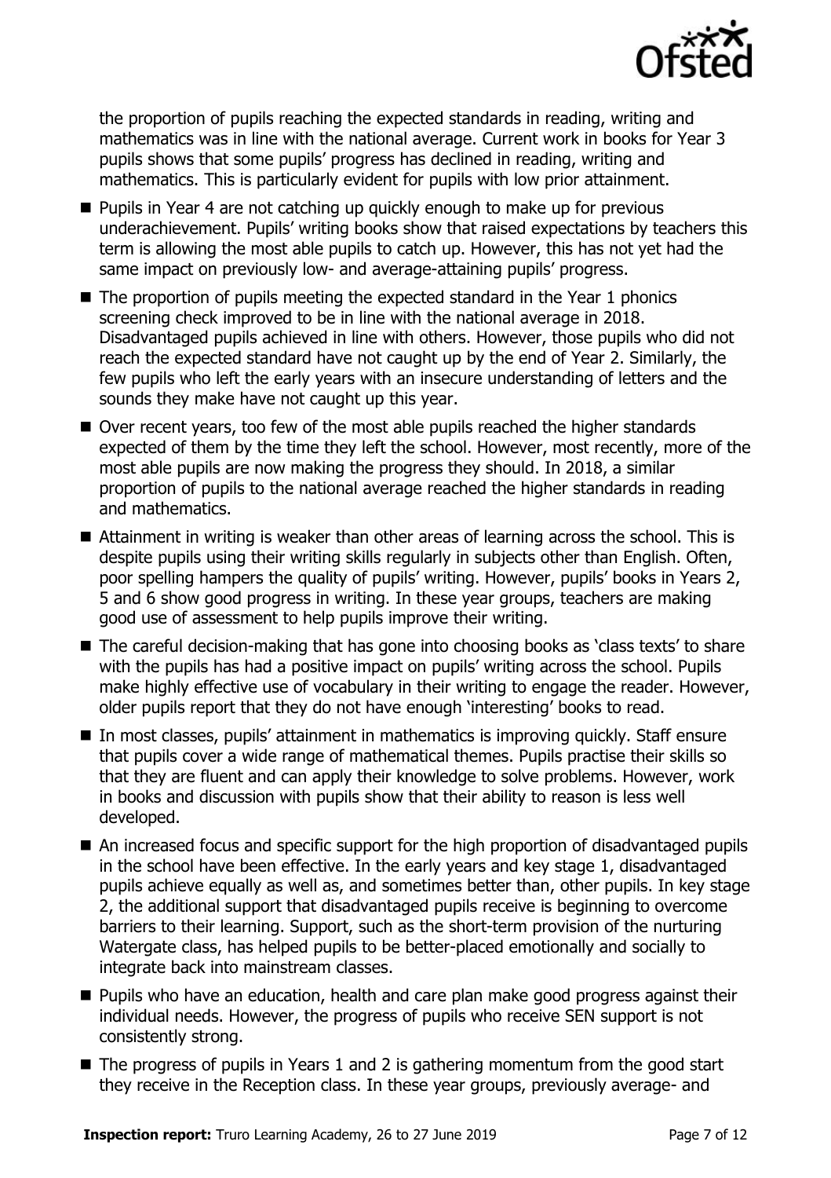the proportion of pupils reaching the expected standards in reading, writing and mathematics was in line with the national average. Current work in books for Year 3 pupils shows that some pupils' progress has declined in reading, writing and mathematics. This is particularly evident for pupils with low prior attainment.

- Pupils in Year 4 are not catching up quickly enough to make up for previous underachievement. Pupils' writing books show that raised expectations by teachers this term is allowing the most able pupils to catch up. However, this has not yet had the same impact on previously low- and average-attaining pupils' progress.
- The proportion of pupils meeting the expected standard in the Year 1 phonics screening check improved to be in line with the national average in 2018. Disadvantaged pupils achieved in line with others. However, those pupils who did not reach the expected standard have not caught up by the end of Year 2. Similarly, the few pupils who left the early years with an insecure understanding of letters and the sounds they make have not caught up this year.
- Over recent years, too few of the most able pupils reached the higher standards expected of them by the time they left the school. However, most recently, more of the most able pupils are now making the progress they should. In 2018, a similar proportion of pupils to the national average reached the higher standards in reading and mathematics.
- Attainment in writing is weaker than other areas of learning across the school. This is despite pupils using their writing skills regularly in subjects other than English. Often, poor spelling hampers the quality of pupils' writing. However, pupils' books in Years 2, 5 and 6 show good progress in writing. In these year groups, teachers are making good use of assessment to help pupils improve their writing.
- The careful decision-making that has gone into choosing books as 'class texts' to share with the pupils has had a positive impact on pupils' writing across the school. Pupils make highly effective use of vocabulary in their writing to engage the reader. However, older pupils report that they do not have enough 'interesting' books to read.
- In most classes, pupils' attainment in mathematics is improving quickly. Staff ensure that pupils cover a wide range of mathematical themes. Pupils practise their skills so that they are fluent and can apply their knowledge to solve problems. However, work in books and discussion with pupils show that their ability to reason is less well developed.
- An increased focus and specific support for the high proportion of disadvantaged pupils in the school have been effective. In the early years and key stage 1, disadvantaged pupils achieve equally as well as, and sometimes better than, other pupils. In key stage 2, the additional support that disadvantaged pupils receive is beginning to overcome barriers to their learning. Support, such as the short-term provision of the nurturing Watergate class, has helped pupils to be better-placed emotionally and socially to integrate back into mainstream classes.
- Pupils who have an education, health and care plan make good progress against their individual needs. However, the progress of pupils who receive SEN support is not consistently strong.
- The progress of pupils in Years 1 and 2 is gathering momentum from the good start they receive in the Reception class. In these year groups, previously average- and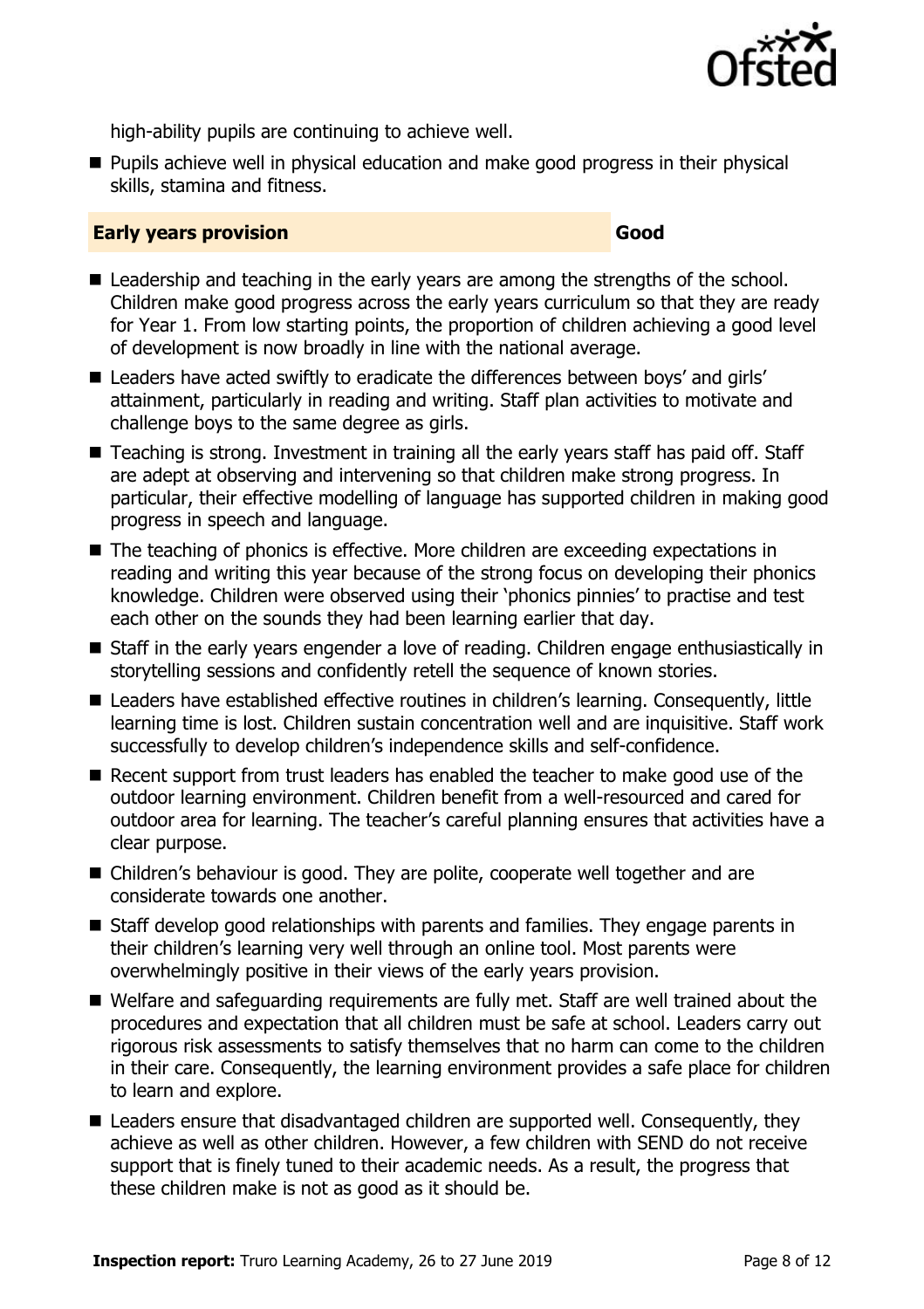high-ability pupils are continuing to achieve well.

- Pupils achieve well in physical education and make good progress in their physical skills, stamina and fitness.

## Early years provision — Good

- Leadership and teaching in the early years are among the strengths of the school. Children make good progress across the early years curriculum so that they are ready for Year 1. From low starting points, the proportion of children achieving a good level of development is now broadly in line with the national average.
- Leaders have acted swiftly to eradicate the differences between boys' and girls' attainment, particularly in reading and writing. Staff plan activities to motivate and challenge boys to the same degree as girls.
- Teaching is strong. Investment in training all the early years staff has paid off. Staff are adept at observing and intervening so that children make strong progress. In particular, their effective modelling of language has supported children in making good progress in speech and language.
- The teaching of phonics is effective. More children are exceeding expectations in reading and writing this year because of the strong focus on developing their phonics knowledge. Children were observed using their 'phonics pinnies' to practise and test each other on the sounds they had been learning earlier that day.
- Staff in the early years engender a love of reading. Children engage enthusiastically in storytelling sessions and confidently retell the sequence of known stories.
- Leaders have established effective routines in children's learning. Consequently, little learning time is lost. Children sustain concentration well and are inquisitive. Staff work successfully to develop children's independence skills and self-confidence.
- Recent support from trust leaders has enabled the teacher to make good use of the outdoor learning environment. Children benefit from a well-resourced and cared for outdoor area for learning. The teacher's careful planning ensures that activities have a clear purpose.
- Children's behaviour is good. They are polite, cooperate well together and are considerate towards one another.
- Staff develop good relationships with parents and families. They engage parents in their children's learning very well through an online tool. Most parents were overwhelmingly positive in their views of the early years provision.
- Welfare and safeguarding requirements are fully met. Staff are well trained about the procedures and expectation that all children must be safe at school. Leaders carry out rigorous risk assessments to satisfy themselves that no harm can come to the children in their care. Consequently, the learning environment provides a safe place for children to learn and explore.
- Leaders ensure that disadvantaged children are supported well. Consequently, they achieve as well as other children. However, a few children with SEND do not receive support that is finely tuned to their academic needs. As a result, the progress that these children make is not as good as it should be.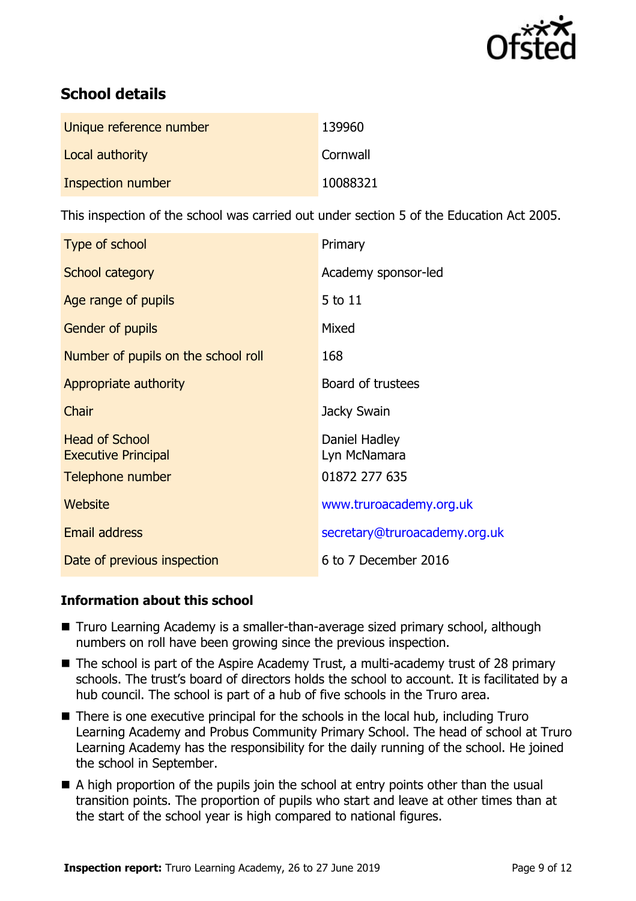## School details

| | |
|---|---|
| Unique reference number | 139960 |
| Local authority | Cornwall |
| Inspection number | 10088321 |

This inspection of the school was carried out under section 5 of the Education Act 2005.

| | |
|---|---|
| Type of school | Primary |
| School category | Academy sponsor-led |
| Age range of pupils | 5 to 11 |
| Gender of pupils | Mixed |
| Number of pupils on the school roll | 168 |
| Appropriate authority | Board of trustees |
| Chair | Jacky Swain |
| Head of School<br>Executive Principal | Daniel Hadley<br>Lyn McNamara |
| Telephone number | 01872 277 635 |
| Website | www.truroacademy.org.uk |
| Email address | secretary@truroacademy.org.uk |
| Date of previous inspection | 6 to 7 December 2016 |

### Information about this school

- Truro Learning Academy is a smaller-than-average sized primary school, although numbers on roll have been growing since the previous inspection.
- The school is part of the Aspire Academy Trust, a multi-academy trust of 28 primary schools. The trust's board of directors holds the school to account. It is facilitated by a hub council. The school is part of a hub of five schools in the Truro area.
- There is one executive principal for the schools in the local hub, including Truro Learning Academy and Probus Community Primary School. The head of school at Truro Learning Academy has the responsibility for the daily running of the school. He joined the school in September.
- A high proportion of the pupils join the school at entry points other than the usual transition points. The proportion of pupils who start and leave at other times than at the start of the school year is high compared to national figures.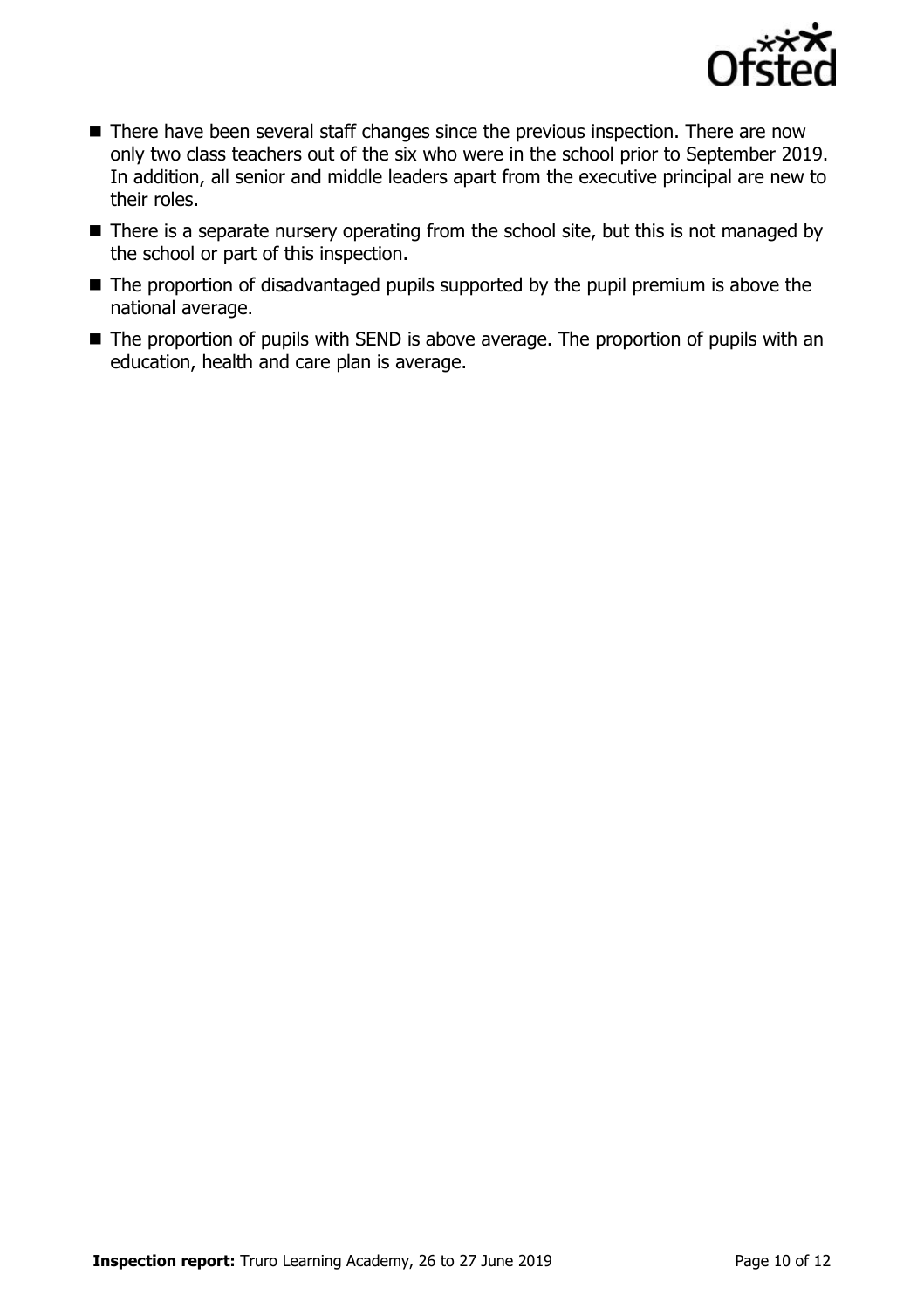- There have been several staff changes since the previous inspection. There are now only two class teachers out of the six who were in the school prior to September 2019. In addition, all senior and middle leaders apart from the executive principal are new to their roles.
- There is a separate nursery operating from the school site, but this is not managed by the school or part of this inspection.
- The proportion of disadvantaged pupils supported by the pupil premium is above the national average.
- The proportion of pupils with SEND is above average. The proportion of pupils with an education, health and care plan is average.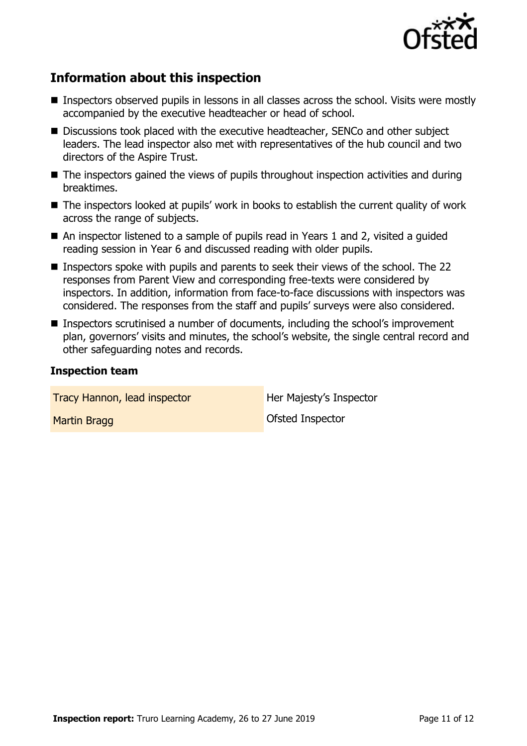## Information about this inspection

- Inspectors observed pupils in lessons in all classes across the school. Visits were mostly accompanied by the executive headteacher or head of school.
- Discussions took placed with the executive headteacher, SENCo and other subject leaders. The lead inspector also met with representatives of the hub council and two directors of the Aspire Trust.
- The inspectors gained the views of pupils throughout inspection activities and during breaktimes.
- The inspectors looked at pupils' work in books to establish the current quality of work across the range of subjects.
- An inspector listened to a sample of pupils read in Years 1 and 2, visited a guided reading session in Year 6 and discussed reading with older pupils.
- Inspectors spoke with pupils and parents to seek their views of the school. The 22 responses from Parent View and corresponding free-texts were considered by inspectors. In addition, information from face-to-face discussions with inspectors was considered. The responses from the staff and pupils' surveys were also considered.
- Inspectors scrutinised a number of documents, including the school's improvement plan, governors' visits and minutes, the school's website, the single central record and other safeguarding notes and records.

### Inspection team

| | |
|---|---|
| Tracy Hannon, lead inspector | Her Majesty's Inspector |
| Martin Bragg | Ofsted Inspector |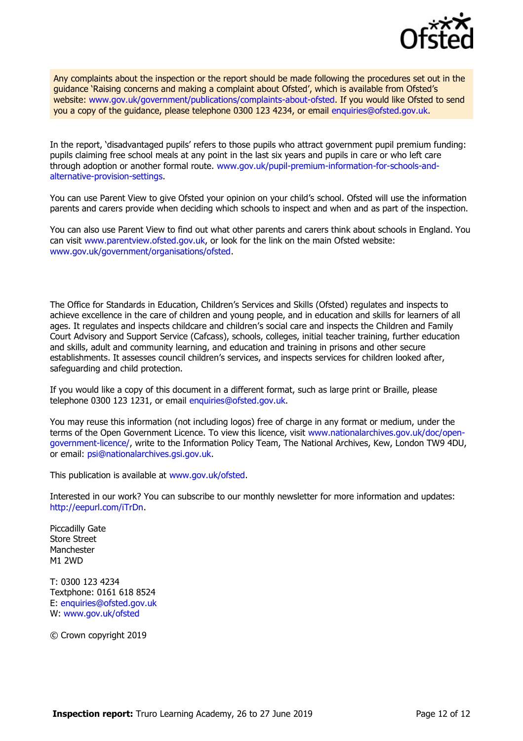Any complaints about the inspection or the report should be made following the procedures set out in the guidance 'Raising concerns and making a complaint about Ofsted', which is available from Ofsted's website: www.gov.uk/government/publications/complaints-about-ofsted. If you would like Ofsted to send you a copy of the guidance, please telephone 0300 123 4234, or email enquiries@ofsted.gov.uk.

In the report, 'disadvantaged pupils' refers to those pupils who attract government pupil premium funding: pupils claiming free school meals at any point in the last six years and pupils in care or who left care through adoption or another formal route. www.gov.uk/pupil-premium-information-for-schools-and-alternative-provision-settings.

You can use Parent View to give Ofsted your opinion on your child's school. Ofsted will use the information parents and carers provide when deciding which schools to inspect and when and as part of the inspection.

You can also use Parent View to find out what other parents and carers think about schools in England. You can visit www.parentview.ofsted.gov.uk, or look for the link on the main Ofsted website: www.gov.uk/government/organisations/ofsted.

The Office for Standards in Education, Children's Services and Skills (Ofsted) regulates and inspects to achieve excellence in the care of children and young people, and in education and skills for learners of all ages. It regulates and inspects childcare and children's social care and inspects the Children and Family Court Advisory and Support Service (Cafcass), schools, colleges, initial teacher training, further education and skills, adult and community learning, and education and training in prisons and other secure establishments. It assesses council children's services, and inspects services for children looked after, safeguarding and child protection.

If you would like a copy of this document in a different format, such as large print or Braille, please telephone 0300 123 1231, or email enquiries@ofsted.gov.uk.

You may reuse this information (not including logos) free of charge in any format or medium, under the terms of the Open Government Licence. To view this licence, visit www.nationalarchives.gov.uk/doc/open-government-licence/, write to the Information Policy Team, The National Archives, Kew, London TW9 4DU, or email: psi@nationalarchives.gsi.gov.uk.

This publication is available at www.gov.uk/ofsted.

Interested in our work? You can subscribe to our monthly newsletter for more information and updates: http://eepurl.com/iTrDn.

Piccadilly Gate
Store Street
Manchester
M1 2WD

T: 0300 123 4234
Textphone: 0161 618 8524
E: enquiries@ofsted.gov.uk
W: www.gov.uk/ofsted

© Crown copyright 2019